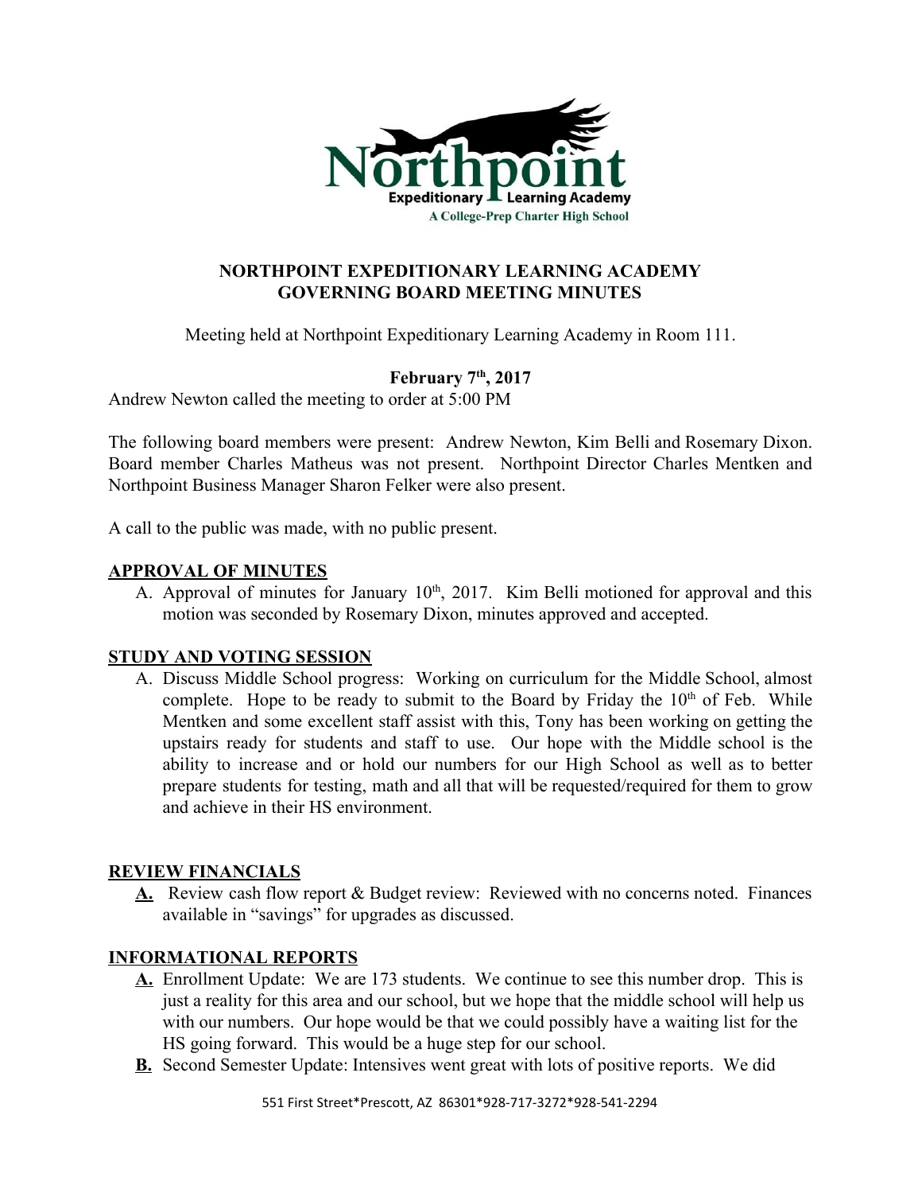# NORTHPOINT EXPEDITIONARY LEARNING ACADEMY
## GOVERNING BOARD MEETING MINUTES

Meeting held at Northpoint Expeditionary Learning Academy in Room 111.

**February 7th, 2017**

Andrew Newton called the meeting to order at 5:00 PM

The following board members were present: Andrew Newton, Kim Belli and Rosemary Dixon. Board member Charles Matheus was not present. Northpoint Director Charles Mentken and Northpoint Business Manager Sharon Felker were also present.

A call to the public was made, with no public present.

**APPROVAL OF MINUTES**

A. Approval of minutes for January 10th, 2017. Kim Belli motioned for approval and this motion was seconded by Rosemary Dixon, minutes approved and accepted.

**STUDY AND VOTING SESSION**

A. Discuss Middle School progress: Working on curriculum for the Middle School, almost complete. Hope to be ready to submit to the Board by Friday the 10th of Feb. While Mentken and some excellent staff assist with this, Tony has been working on getting the upstairs ready for students and staff to use. Our hope with the Middle school is the ability to increase and or hold our numbers for our High School as well as to better prepare students for testing, math and all that will be requested/required for them to grow and achieve in their HS environment.

**REVIEW FINANCIALS**

**A.** Review cash flow report & Budget review: Reviewed with no concerns noted. Finances available in "savings" for upgrades as discussed.

**INFORMATIONAL REPORTS**

**A.** Enrollment Update: We are 173 students. We continue to see this number drop. This is just a reality for this area and our school, but we hope that the middle school will help us with our numbers. Our hope would be that we could possibly have a waiting list for the HS going forward. This would be a huge step for our school.

**B.** Second Semester Update: Intensives went great with lots of positive reports. We did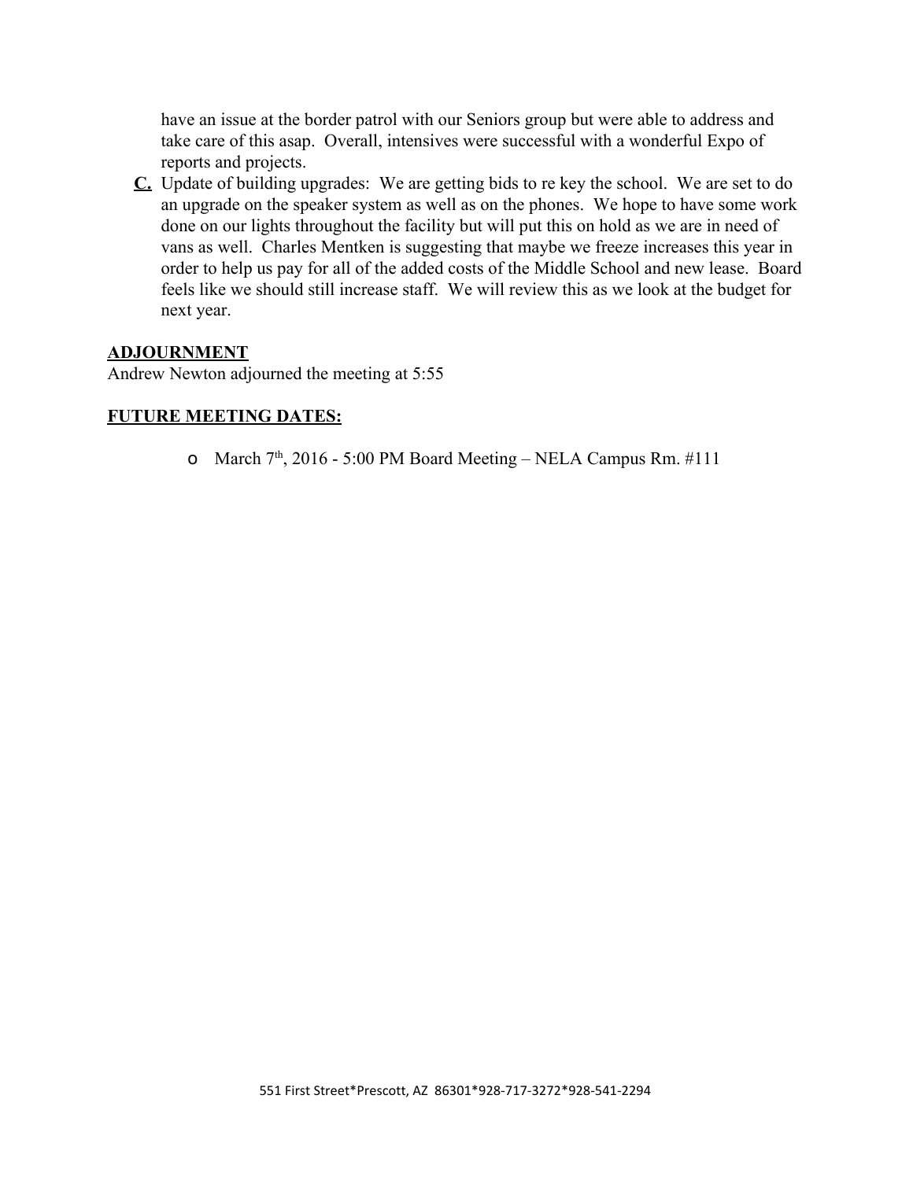have an issue at the border patrol with our Seniors group but were able to address and take care of this asap. Overall, intensives were successful with a wonderful Expo of reports and projects.

**C.** Update of building upgrades: We are getting bids to re key the school. We are set to do an upgrade on the speaker system as well as on the phones. We hope to have some work done on our lights throughout the facility but will put this on hold as we are in need of vans as well. Charles Mentken is suggesting that maybe we freeze increases this year in order to help us pay for all of the added costs of the Middle School and new lease. Board feels like we should still increase staff. We will review this as we look at the budget for next year.

**ADJOURNMENT**

Andrew Newton adjourned the meeting at 5:55

**FUTURE MEETING DATES:**

- March 7th, 2016 - 5:00 PM Board Meeting – NELA Campus Rm. #111